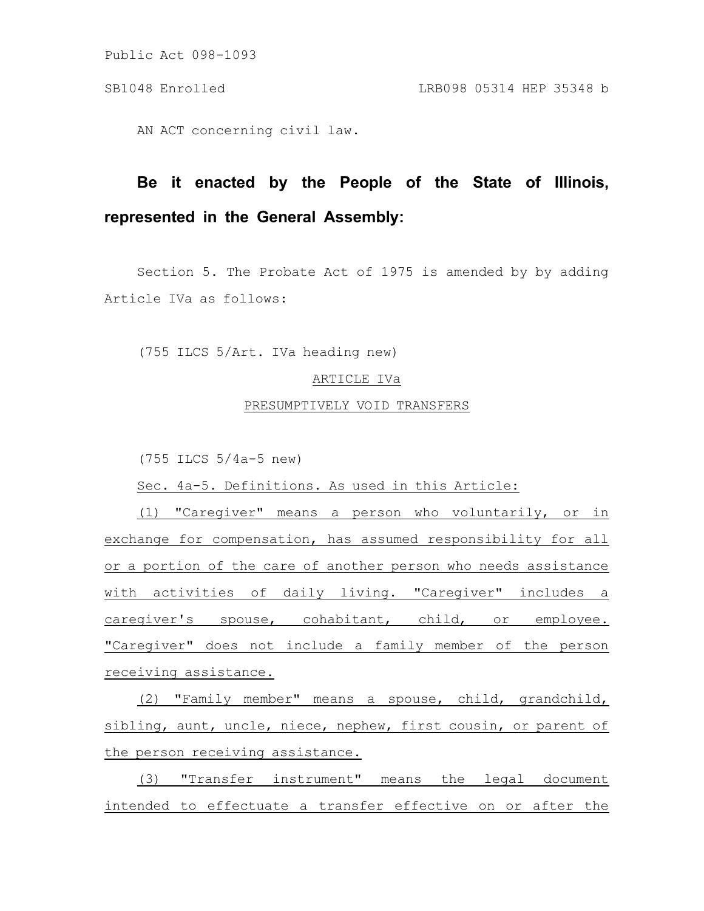Public Act 098-1093

SB1048 Enrolled LRB098 05314 HEP 35348 b

AN ACT concerning civil law.

**Be it enacted by the People of the State of Illinois, represented in the General Assembly:**

Section 5. The Probate Act of 1975 is amended by by adding Article IVa as follows:

(755 ILCS 5/Art. IVa heading new)

ARTICLE IVa

PRESUMPTIVELY VOID TRANSFERS

(755 ILCS 5/4a-5 new)

Sec. 4a-5. Definitions. As used in this Article:

(1) "Caregiver" means a person who voluntarily, or in exchange for compensation, has assumed responsibility for all or a portion of the care of another person who needs assistance with activities of daily living. "Caregiver" includes a caregiver's spouse, cohabitant, child, or employee. "Caregiver" does not include a family member of the person receiving assistance.

(2) "Family member" means a spouse, child, grandchild, sibling, aunt, uncle, niece, nephew, first cousin, or parent of the person receiving assistance.

(3) "Transfer instrument" means the legal document intended to effectuate a transfer effective on or after the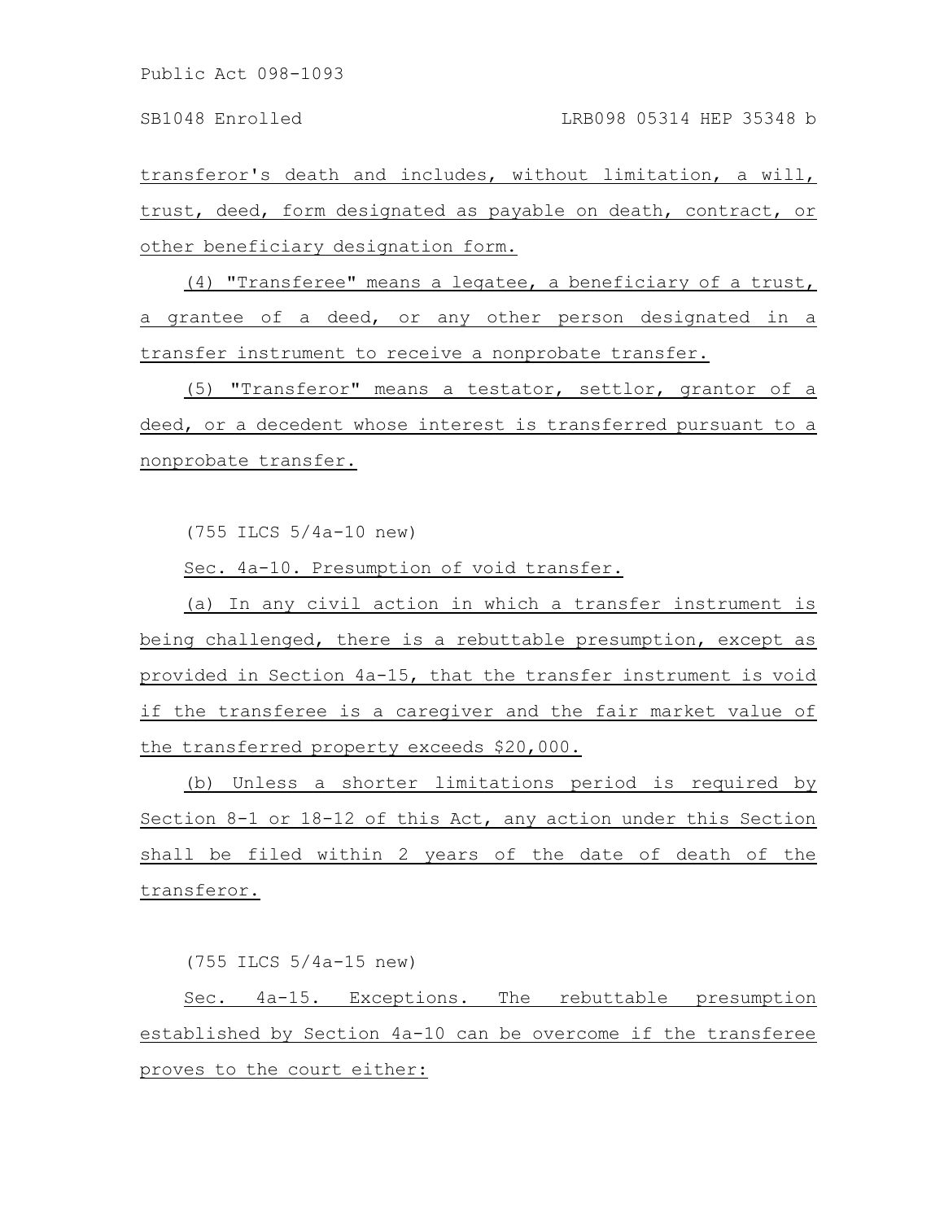transferor's death and includes, without limitation, a will, trust, deed, form designated as payable on death, contract, or other beneficiary designation form.

(4) "Transferee" means a legatee, a beneficiary of a trust, a grantee of a deed, or any other person designated in a transfer instrument to receive a nonprobate transfer.

(5) "Transferor" means a testator, settlor, grantor of a deed, or a decedent whose interest is transferred pursuant to a nonprobate transfer.

(755 ILCS 5/4a-10 new)

Sec. 4a-10. Presumption of void transfer.

(a) In any civil action in which a transfer instrument is being challenged, there is a rebuttable presumption, except as provided in Section 4a-15, that the transfer instrument is void if the transferee is a caregiver and the fair market value of the transferred property exceeds $20,000.

(b) Unless a shorter limitations period is required by Section 8-1 or 18-12 of this Act, any action under this Section shall be filed within 2 years of the date of death of the transferor.

(755 ILCS 5/4a-15 new)

Sec. 4a-15. Exceptions. The rebuttable presumption established by Section 4a-10 can be overcome if the transferee proves to the court either: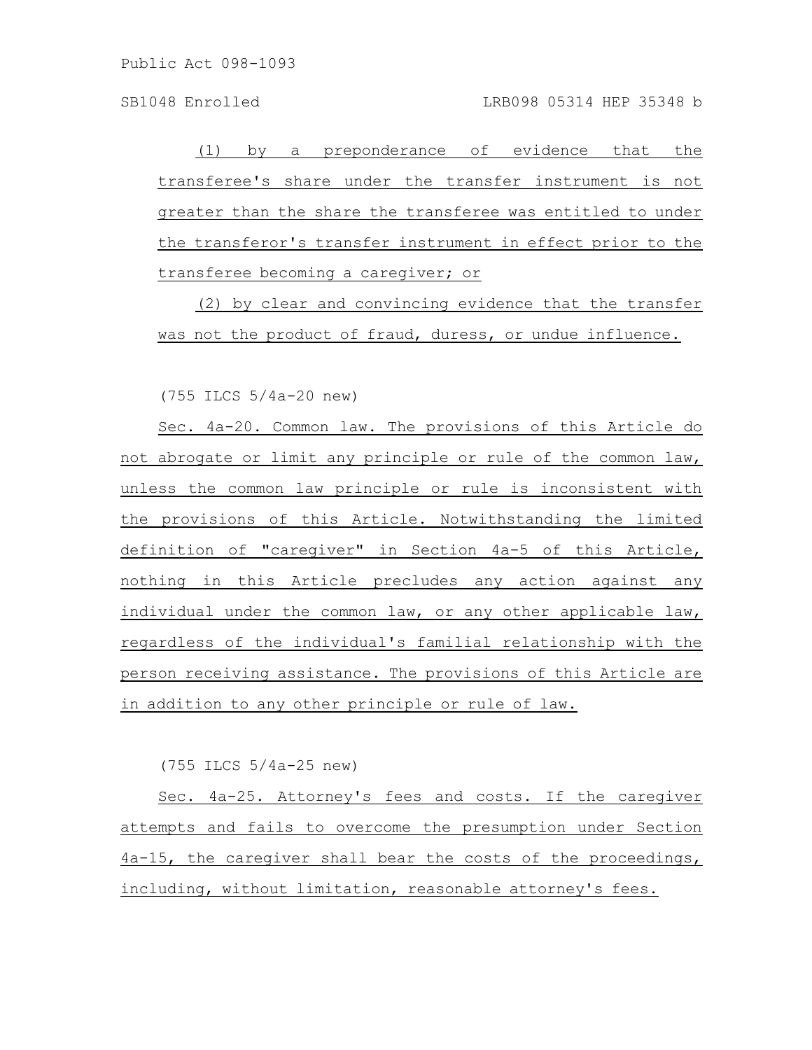(1) by a preponderance of evidence that the transferee's share under the transfer instrument is not greater than the share the transferee was entitled to under the transferor's transfer instrument in effect prior to the transferee becoming a caregiver; or

(2) by clear and convincing evidence that the transfer was not the product of fraud, duress, or undue influence.

(755 ILCS 5/4a-20 new)

Sec. 4a-20. Common law. The provisions of this Article do not abrogate or limit any principle or rule of the common law, unless the common law principle or rule is inconsistent with the provisions of this Article. Notwithstanding the limited definition of "caregiver" in Section 4a-5 of this Article, nothing in this Article precludes any action against any individual under the common law, or any other applicable law, regardless of the individual's familial relationship with the person receiving assistance. The provisions of this Article are in addition to any other principle or rule of law.

(755 ILCS 5/4a-25 new)

Sec. 4a-25. Attorney's fees and costs. If the caregiver attempts and fails to overcome the presumption under Section 4a-15, the caregiver shall bear the costs of the proceedings, including, without limitation, reasonable attorney's fees.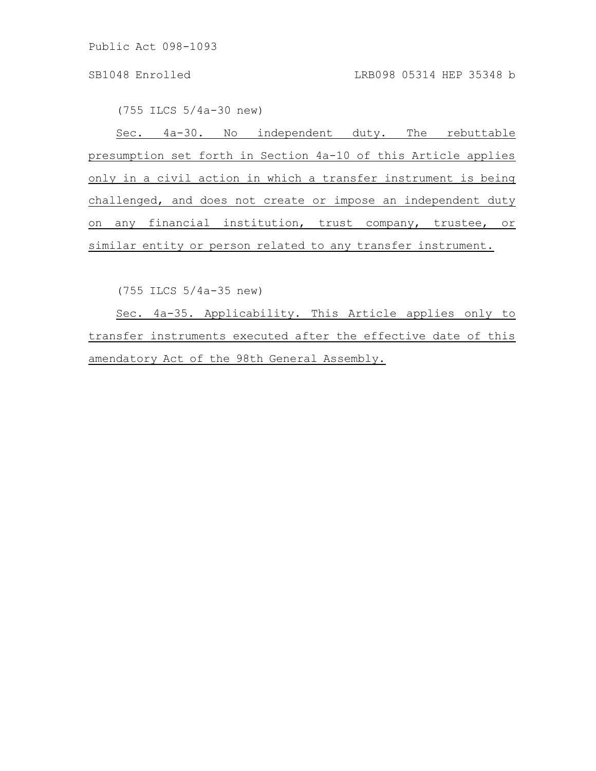(755 ILCS 5/4a-30 new)

Sec. 4a-30. No independent duty. The rebuttable presumption set forth in Section 4a-10 of this Article applies only in a civil action in which a transfer instrument is being challenged, and does not create or impose an independent duty on any financial institution, trust company, trustee, or similar entity or person related to any transfer instrument.

(755 ILCS 5/4a-35 new)

Sec. 4a-35. Applicability. This Article applies only to transfer instruments executed after the effective date of this amendatory Act of the 98th General Assembly.